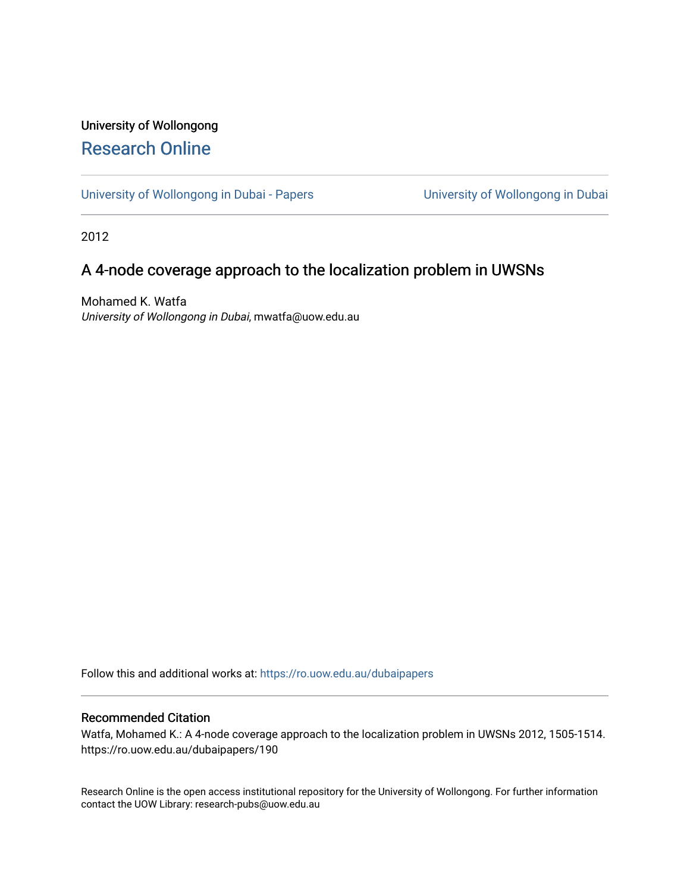University of Wollongong

# Research Online

University of Wollongong in Dubai - Papers | University of Wollongong in Dubai

2012

## A 4-node coverage approach to the localization problem in UWSNs

Mohamed K. Watfa
*University of Wollongong in Dubai*, mwatfa@uow.edu.au

Follow this and additional works at: https://ro.uow.edu.au/dubaipapers

### Recommended Citation

Watfa, Mohamed K.: A 4-node coverage approach to the localization problem in UWSNs 2012, 1505-1514.
https://ro.uow.edu.au/dubaipapers/190

Research Online is the open access institutional repository for the University of Wollongong. For further information contact the UOW Library: research-pubs@uow.edu.au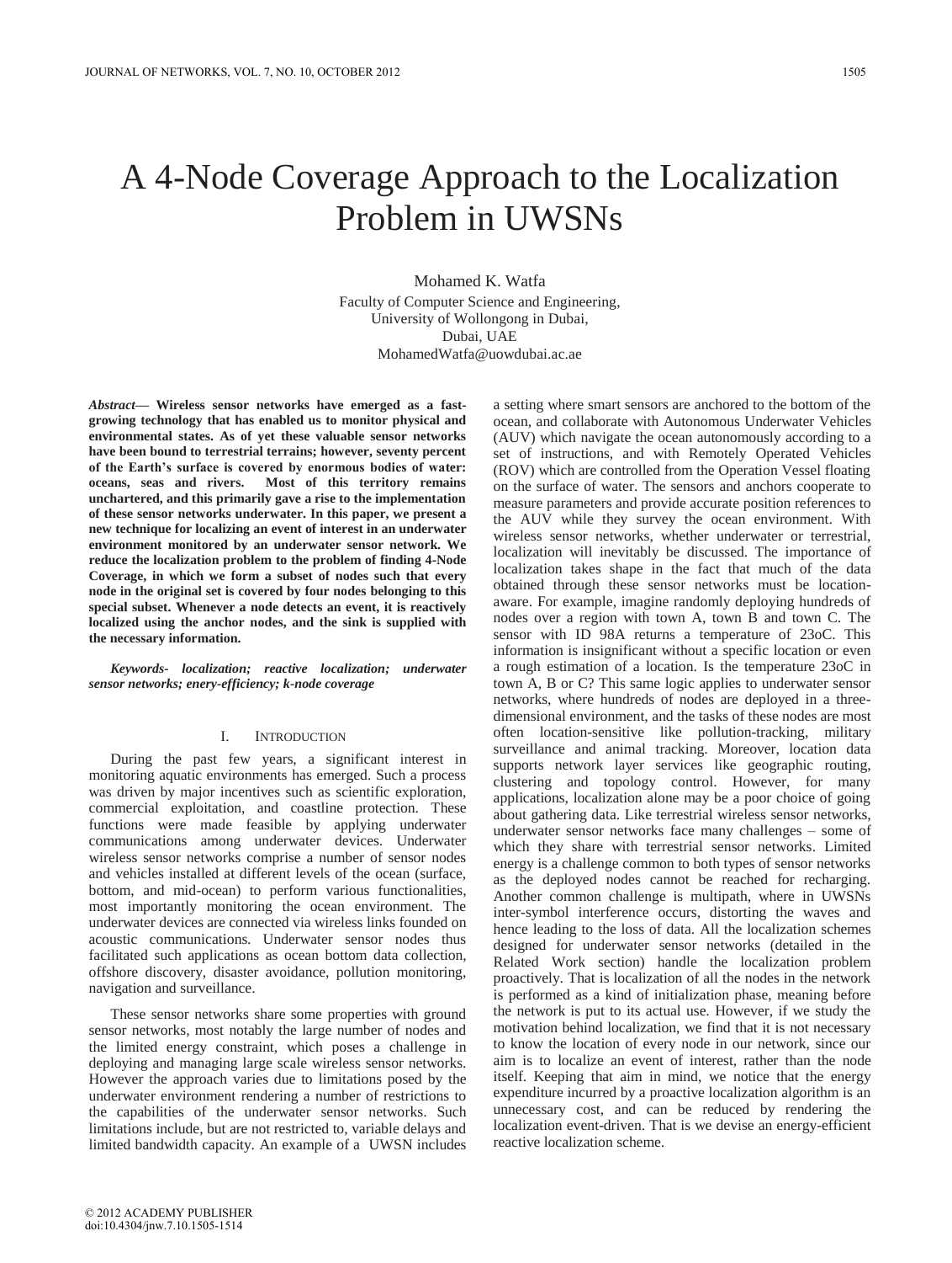# A 4-Node Coverage Approach to the Localization Problem in UWSNs

Mohamed K. Watfa

Faculty of Computer Science and Engineering,
University of Wollongong in Dubai,
Dubai, UAE
MohamedWatfa@uowdubai.ac.ae

***Abstract*— Wireless sensor networks have emerged as a fast-growing technology that has enabled us to monitor physical and environmental states. As of yet these valuable sensor networks have been bound to terrestrial terrains; however, seventy percent of the Earth's surface is covered by enormous bodies of water: oceans, seas and rivers. Most of this territory remains unchartered, and this primarily gave a rise to the implementation of these sensor networks underwater. In this paper, we present a new technique for localizing an event of interest in an underwater environment monitored by an underwater sensor network. We reduce the localization problem to the problem of finding 4-Node Coverage, in which we form a subset of nodes such that every node in the original set is covered by four nodes belonging to this special subset. Whenever a node detects an event, it is reactively localized using the anchor nodes, and the sink is supplied with the necessary information.**

***Keywords- localization; reactive localization; underwater sensor networks; enery-efficiency; k-node coverage***

## I. INTRODUCTION

During the past few years, a significant interest in monitoring aquatic environments has emerged. Such a process was driven by major incentives such as scientific exploration, commercial exploitation, and coastline protection. These functions were made feasible by applying underwater communications among underwater devices. Underwater wireless sensor networks comprise a number of sensor nodes and vehicles installed at different levels of the ocean (surface, bottom, and mid-ocean) to perform various functionalities, most importantly monitoring the ocean environment. The underwater devices are connected via wireless links founded on acoustic communications. Underwater sensor nodes thus facilitated such applications as ocean bottom data collection, offshore discovery, disaster avoidance, pollution monitoring, navigation and surveillance.

These sensor networks share some properties with ground sensor networks, most notably the large number of nodes and the limited energy constraint, which poses a challenge in deploying and managing large scale wireless sensor networks. However the approach varies due to limitations posed by the underwater environment rendering a number of restrictions to the capabilities of the underwater sensor networks. Such limitations include, but are not restricted to, variable delays and limited bandwidth capacity. An example of a UWSN includes a setting where smart sensors are anchored to the bottom of the ocean, and collaborate with Autonomous Underwater Vehicles (AUV) which navigate the ocean autonomously according to a set of instructions, and with Remotely Operated Vehicles (ROV) which are controlled from the Operation Vessel floating on the surface of water. The sensors and anchors cooperate to measure parameters and provide accurate position references to the AUV while they survey the ocean environment. With wireless sensor networks, whether underwater or terrestrial, localization will inevitably be discussed. The importance of localization takes shape in the fact that much of the data obtained through these sensor networks must be location-aware. For example, imagine randomly deploying hundreds of nodes over a region with town A, town B and town C. The sensor with ID 98A returns a temperature of 23oC. This information is insignificant without a specific location or even a rough estimation of a location. Is the temperature 23oC in town A, B or C? This same logic applies to underwater sensor networks, where hundreds of nodes are deployed in a three-dimensional environment, and the tasks of these nodes are most often location-sensitive like pollution-tracking, military surveillance and animal tracking. Moreover, location data supports network layer services like geographic routing, clustering and topology control. However, for many applications, localization alone may be a poor choice of going about gathering data. Like terrestrial wireless sensor networks, underwater sensor networks face many challenges – some of which they share with terrestrial sensor networks. Limited energy is a challenge common to both types of sensor networks as the deployed nodes cannot be reached for recharging. Another common challenge is multipath, where in UWSNs inter-symbol interference occurs, distorting the waves and hence leading to the loss of data. All the localization schemes designed for underwater sensor networks (detailed in the Related Work section) handle the localization problem proactively. That is localization of all the nodes in the network is performed as a kind of initialization phase, meaning before the network is put to its actual use. However, if we study the motivation behind localization, we find that it is not necessary to know the location of every node in our network, since our aim is to localize an event of interest, rather than the node itself. Keeping that aim in mind, we notice that the energy expenditure incurred by a proactive localization algorithm is an unnecessary cost, and can be reduced by rendering the localization event-driven. That is we devise an energy-efficient reactive localization scheme.

© 2012 ACADEMY PUBLISHER
doi:10.4304/jnw.7.10.1505-1514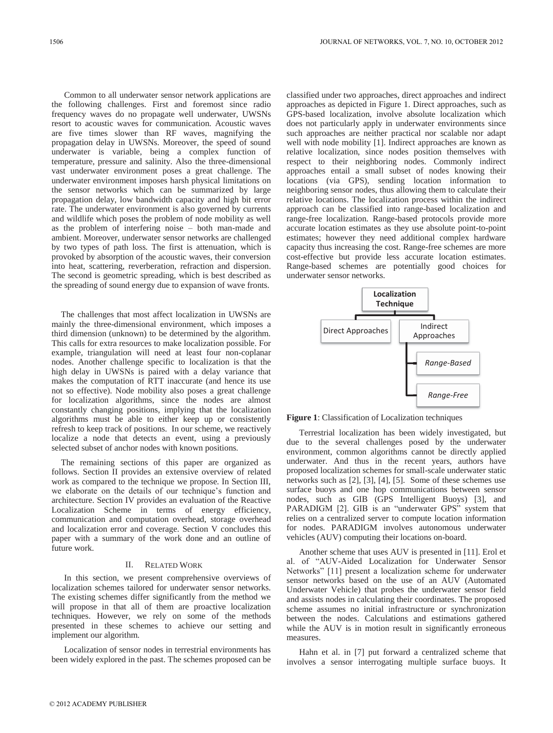Common to all underwater sensor network applications are the following challenges. First and foremost since radio frequency waves do no propagate well underwater, UWSNs resort to acoustic waves for communication. Acoustic waves are five times slower than RF waves, magnifying the propagation delay in UWSNs. Moreover, the speed of sound underwater is variable, being a complex function of temperature, pressure and salinity. Also the three-dimensional vast underwater environment poses a great challenge. The underwater environment imposes harsh physical limitations on the sensor networks which can be summarized by large propagation delay, low bandwidth capacity and high bit error rate. The underwater environment is also governed by currents and wildlife which poses the problem of node mobility as well as the problem of interfering noise – both man-made and ambient. Moreover, underwater sensor networks are challenged by two types of path loss. The first is attenuation, which is provoked by absorption of the acoustic waves, their conversion into heat, scattering, reverberation, refraction and dispersion. The second is geometric spreading, which is best described as the spreading of sound energy due to expansion of wave fronts.

The challenges that most affect localization in UWSNs are mainly the three-dimensional environment, which imposes a third dimension (unknown) to be determined by the algorithm. This calls for extra resources to make localization possible. For example, triangulation will need at least four non-coplanar nodes. Another challenge specific to localization is that the high delay in UWSNs is paired with a delay variance that makes the computation of RTT inaccurate (and hence its use not so effective). Node mobility also poses a great challenge for localization algorithms, since the nodes are almost constantly changing positions, implying that the localization algorithms must be able to either keep up or consistently refresh to keep track of positions. In our scheme, we reactively localize a node that detects an event, using a previously selected subset of anchor nodes with known positions.

The remaining sections of this paper are organized as follows. Section II provides an extensive overview of related work as compared to the technique we propose. In Section III, we elaborate on the details of our technique's function and architecture. Section IV provides an evaluation of the Reactive Localization Scheme in terms of energy efficiency, communication and computation overhead, storage overhead and localization error and coverage. Section V concludes this paper with a summary of the work done and an outline of future work.

## II. Related Work

In this section, we present comprehensive overviews of localization schemes tailored for underwater sensor networks. The existing schemes differ significantly from the method we will propose in that all of them are proactive localization techniques. However, we rely on some of the methods presented in these schemes to achieve our setting and implement our algorithm.

Localization of sensor nodes in terrestrial environments has been widely explored in the past. The schemes proposed can be classified under two approaches, direct approaches and indirect approaches as depicted in Figure 1. Direct approaches, such as GPS-based localization, involve absolute localization which does not particularly apply in underwater environments since such approaches are neither practical nor scalable nor adapt well with node mobility [1]. Indirect approaches are known as relative localization, since nodes position themselves with respect to their neighboring nodes. Commonly indirect approaches entail a small subset of nodes knowing their locations (via GPS), sending location information to neighboring sensor nodes, thus allowing them to calculate their relative locations. The localization process within the indirect approach can be classified into range-based localization and range-free localization. Range-based protocols provide more accurate location estimates as they use absolute point-to-point estimates; however they need additional complex hardware capacity thus increasing the cost. Range-free schemes are more cost-effective but provide less accurate location estimates. Range-based schemes are potentially good choices for underwater sensor networks.

- **Localization Technique**
  - Direct Approaches
  - Indirect Approaches
    - *Range-Based*
    - *Range-Free*

**Figure 1**: Classification of Localization techniques

Terrestrial localization has been widely investigated, but due to the several challenges posed by the underwater environment, common algorithms cannot be directly applied underwater. And thus in the recent years, authors have proposed localization schemes for small-scale underwater static networks such as [2], [3], [4], [5]. Some of these schemes use surface buoys and one hop communications between sensor nodes, such as GIB (GPS Intelligent Buoys) [3], and PARADIGM [2]. GIB is an "underwater GPS" system that relies on a centralized server to compute location information for nodes. PARADIGM involves autonomous underwater vehicles (AUV) computing their locations on-board.

Another scheme that uses AUV is presented in [11]. Erol et al. of "AUV-Aided Localization for Underwater Sensor Networks" [11] present a localization scheme for underwater sensor networks based on the use of an AUV (Automated Underwater Vehicle) that probes the underwater sensor field and assists nodes in calculating their coordinates. The proposed scheme assumes no initial infrastructure or synchronization between the nodes. Calculations and estimations gathered while the AUV is in motion result in significantly erroneous measures.

Hahn et al. in [7] put forward a centralized scheme that involves a sensor interrogating multiple surface buoys. It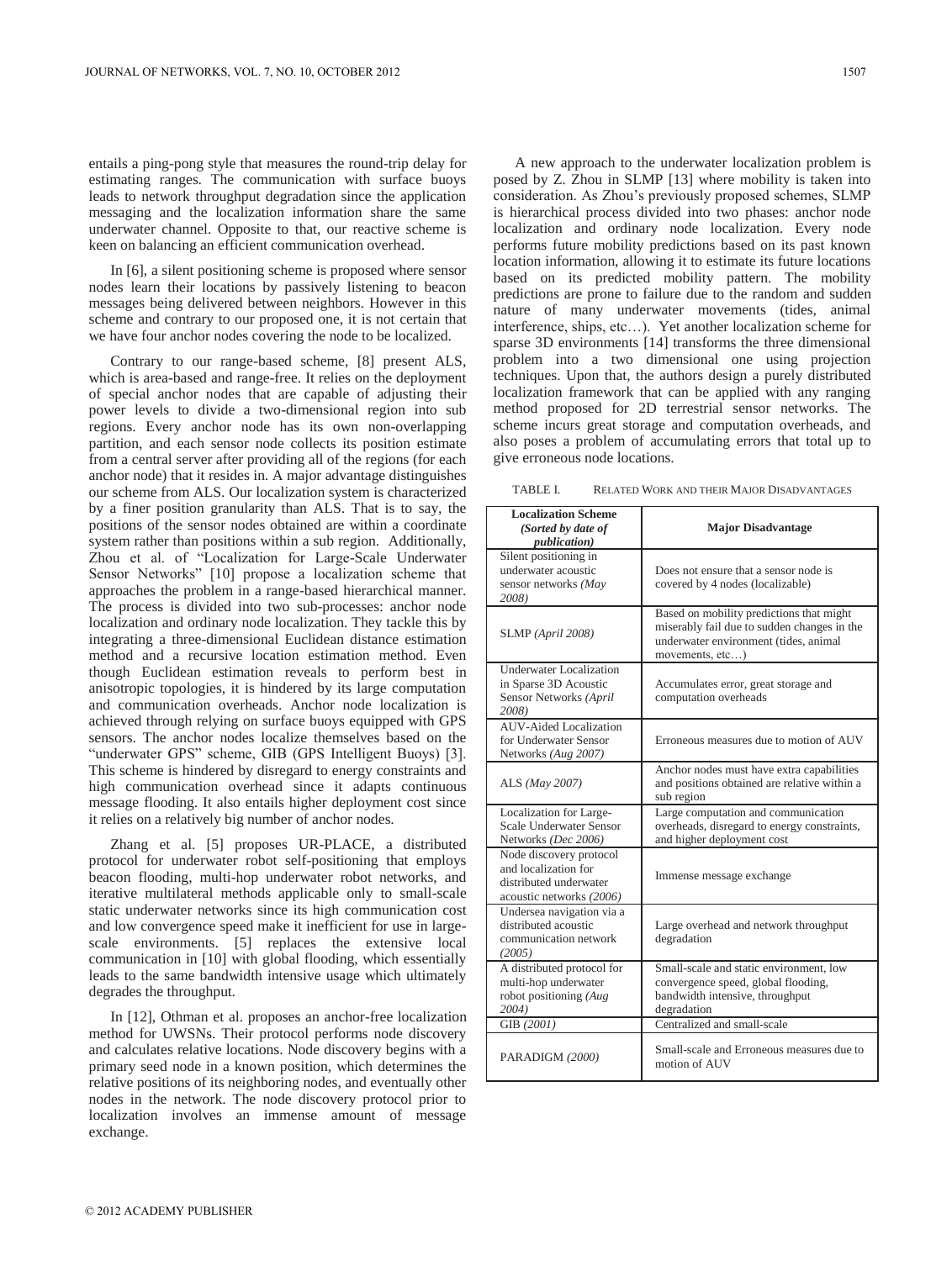entails a ping-pong style that measures the round-trip delay for estimating ranges. The communication with surface buoys leads to network throughput degradation since the application messaging and the localization information share the same underwater channel. Opposite to that, our reactive scheme is keen on balancing an efficient communication overhead.

In [6], a silent positioning scheme is proposed where sensor nodes learn their locations by passively listening to beacon messages being delivered between neighbors. However in this scheme and contrary to our proposed one, it is not certain that we have four anchor nodes covering the node to be localized.

Contrary to our range-based scheme, [8] present ALS, which is area-based and range-free. It relies on the deployment of special anchor nodes that are capable of adjusting their power levels to divide a two-dimensional region into sub regions. Every anchor node has its own non-overlapping partition, and each sensor node collects its position estimate from a central server after providing all of the regions (for each anchor node) that it resides in. A major advantage distinguishes our scheme from ALS. Our localization system is characterized by a finer position granularity than ALS. That is to say, the positions of the sensor nodes obtained are within a coordinate system rather than positions within a sub region. Additionally, Zhou et al. of "Localization for Large-Scale Underwater Sensor Networks" [10] propose a localization scheme that approaches the problem in a range-based hierarchical manner. The process is divided into two sub-processes: anchor node localization and ordinary node localization. They tackle this by integrating a three-dimensional Euclidean distance estimation method and a recursive location estimation method. Even though Euclidean estimation reveals to perform best in anisotropic topologies, it is hindered by its large computation and communication overheads. Anchor node localization is achieved through relying on surface buoys equipped with GPS sensors. The anchor nodes localize themselves based on the "underwater GPS" scheme, GIB (GPS Intelligent Buoys) [3]. This scheme is hindered by disregard to energy constraints and high communication overhead since it adapts continuous message flooding. It also entails higher deployment cost since it relies on a relatively big number of anchor nodes.

Zhang et al. [5] proposes UR-PLACE, a distributed protocol for underwater robot self-positioning that employs beacon flooding, multi-hop underwater robot networks, and iterative multilateral methods applicable only to small-scale static underwater networks since its high communication cost and low convergence speed make it inefficient for use in large-scale environments. [5] replaces the extensive local communication in [10] with global flooding, which essentially leads to the same bandwidth intensive usage which ultimately degrades the throughput.

In [12], Othman et al. proposes an anchor-free localization method for UWSNs. Their protocol performs node discovery and calculates relative locations. Node discovery begins with a primary seed node in a known position, which determines the relative positions of its neighboring nodes, and eventually other nodes in the network. The node discovery protocol prior to localization involves an immense amount of message exchange.

A new approach to the underwater localization problem is posed by Z. Zhou in SLMP [13] where mobility is taken into consideration. As Zhou's previously proposed schemes, SLMP is hierarchical process divided into two phases: anchor node localization and ordinary node localization. Every node performs future mobility predictions based on its past known location information, allowing it to estimate its future locations based on its predicted mobility pattern. The mobility predictions are prone to failure due to the random and sudden nature of many underwater movements (tides, animal interference, ships, etc…). Yet another localization scheme for sparse 3D environments [14] transforms the three dimensional problem into a two dimensional one using projection techniques. Upon that, the authors design a purely distributed localization framework that can be applied with any ranging method proposed for 2D terrestrial sensor networks. The scheme incurs great storage and computation overheads, and also poses a problem of accumulating errors that total up to give erroneous node locations.

TABLE I. RELATED WORK AND THEIR MAJOR DISADVANTAGES

| **Localization Scheme** ***(Sorted by date of publication)*** | **Major Disadvantage** |
|---|---|
| Silent positioning in underwater acoustic sensor networks *(May 2008)* | Does not ensure that a sensor node is covered by 4 nodes (localizable) |
| SLMP *(April 2008)* | Based on mobility predictions that might miserably fail due to sudden changes in the underwater environment (tides, animal movements, etc…) |
| Underwater Localization in Sparse 3D Acoustic Sensor Networks *(April 2008)* | Accumulates error, great storage and computation overheads |
| AUV-Aided Localization for Underwater Sensor Networks *(Aug 2007)* | Erroneous measures due to motion of AUV |
| ALS *(May 2007)* | Anchor nodes must have extra capabilities and positions obtained are relative within a sub region |
| Localization for Large-Scale Underwater Sensor Networks *(Dec 2006)* | Large computation and communication overheads, disregard to energy constraints, and higher deployment cost |
| Node discovery protocol and localization for distributed underwater acoustic networks *(2006)* | Immense message exchange |
| Undersea navigation via a distributed acoustic communication network *(2005)* | Large overhead and network throughput degradation |
| A distributed protocol for multi-hop underwater robot positioning *(Aug 2004)* | Small-scale and static environment, low convergence speed, global flooding, bandwidth intensive, throughput degradation |
| GIB *(2001)* | Centralized and small-scale |
| PARADIGM *(2000)* | Small-scale and Erroneous measures due to motion of AUV |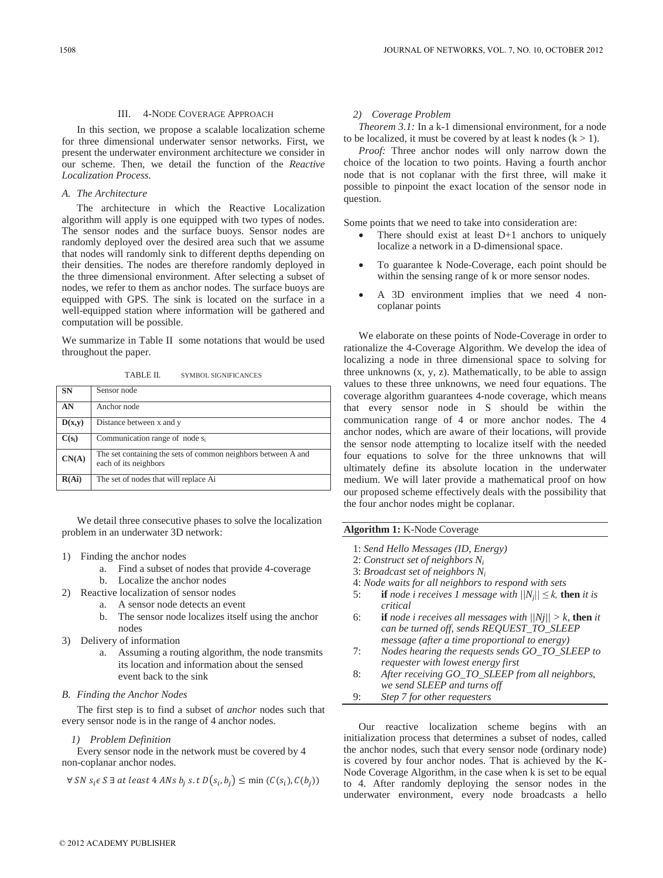## III. 4-Node Coverage Approach

In this section, we propose a scalable localization scheme for three dimensional underwater sensor networks. First, we present the underwater environment architecture we consider in our scheme. Then, we detail the function of the *Reactive Localization Process*.

### A. The Architecture

The architecture in which the Reactive Localization algorithm will apply is one equipped with two types of nodes. The sensor nodes and the surface buoys. Sensor nodes are randomly deployed over the desired area such that we assume that nodes will randomly sink to different depths depending on their densities. The nodes are therefore randomly deployed in the three dimensional environment. After selecting a subset of nodes, we refer to them as anchor nodes. The surface buoys are equipped with GPS. The sink is located on the surface in a well-equipped station where information will be gathered and computation will be possible.

We summarize in Table II some notations that would be used throughout the paper.

TABLE II. SYMBOL SIGNIFICANCES

| | |
|---|---|
| **SN** | Sensor node |
| **AN** | Anchor node |
| **D(x,y)** | Distance between x and y |
| **C($s_i$)** | Communication range of node $s_i$ |
| **CN(A)** | The set containing the sets of common neighbors between A and each of its neighbors |
| **R(Ai)** | The set of nodes that will replace Ai |

We detail three consecutive phases to solve the localization problem in an underwater 3D network:

1) Finding the anchor nodes
    a. Find a subset of nodes that provide 4-coverage
    b. Localize the anchor nodes
2) Reactive localization of sensor nodes
    a. A sensor node detects an event
    b. The sensor node localizes itself using the anchor nodes
3) Delivery of information
    a. Assuming a routing algorithm, the node transmits its location and information about the sensed event back to the sink

### B. Finding the Anchor Nodes

The first step is to find a subset of *anchor* nodes such that every sensor node is in the range of 4 anchor nodes.

#### 1) Problem Definition

Every sensor node in the network must be covered by 4 non-coplanar anchor nodes.

$$\forall\, SN\ s_i \epsilon\, S\ \exists\ at\ least\ 4\ ANs\ b_j\ s.t\ D(s_i, b_j) \leq \min\,(C(s_i), C(b_j))$$

#### 2) Coverage Problem

*Theorem 3.1:* In a k-1 dimensional environment, for a node to be localized, it must be covered by at least k nodes (k > 1).

*Proof:* Three anchor nodes will only narrow down the choice of the location to two points. Having a fourth anchor node that is not coplanar with the first three, will make it possible to pinpoint the exact location of the sensor node in question.

Some points that we need to take into consideration are:

- There should exist at least D+1 anchors to uniquely localize a network in a D-dimensional space.
- To guarantee k Node-Coverage, each point should be within the sensing range of k or more sensor nodes.
- A 3D environment implies that we need 4 non-coplanar points

We elaborate on these points of Node-Coverage in order to rationalize the 4-Coverage Algorithm. We develop the idea of localizing a node in three dimensional space to solving for three unknowns (x, y, z). Mathematically, to be able to assign values to these three unknowns, we need four equations. The coverage algorithm guarantees 4-node coverage, which means that every sensor node in S should be within the communication range of 4 or more anchor nodes. The 4 anchor nodes, which are aware of their locations, will provide the sensor node attempting to localize itself with the needed four equations to solve for the three unknowns that will ultimately define its absolute location in the underwater medium. We will later provide a mathematical proof on how our proposed scheme effectively deals with the possibility that the four anchor nodes might be coplanar.

**Algorithm 1:** K-Node Coverage

1: *Send Hello Messages (ID, Energy)*
2: *Construct set of neighbors $N_i$*
3: *Broadcast set of neighbors $N_i$*
4: *Node waits for all neighbors to respond with sets*
5: **if** *node i receives 1 message with $||N_j|| \leq k$,* **then** *it is critical*
6: **if** *node i receives all messages with $||Nj|| > k$,* **then** *it can be turned off, sends REQUEST_TO_SLEEP message (after a time proportional to energy)*
7: *Nodes hearing the requests sends GO_TO_SLEEP to requester with lowest energy first*
8: *After receiving GO_TO_SLEEP from all neighbors, we send SLEEP and turns off*
9: *Step 7 for other requesters*

Our reactive localization scheme begins with an initialization process that determines a subset of nodes, called the anchor nodes, such that every sensor node (ordinary node) is covered by four anchor nodes. That is achieved by the K-Node Coverage Algorithm, in the case when k is set to be equal to 4. After randomly deploying the sensor nodes in the underwater environment, every node broadcasts a hello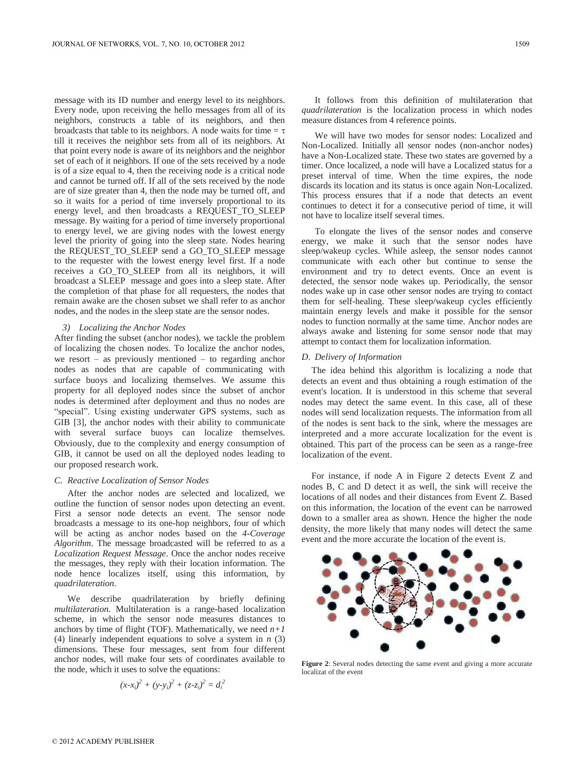message with its ID number and energy level to its neighbors. Every node, upon receiving the hello messages from all of its neighbors, constructs a table of its neighbors, and then broadcasts that table to its neighbors. A node waits for time = $\tau$ till it receives the neighbor sets from all of its neighbors. At that point every node is aware of its neighbors and the neighbor set of each of it neighbors. If one of the sets received by a node is of a size equal to 4, then the receiving node is a critical node and cannot be turned off. If all of the sets received by the node are of size greater than 4, then the node may be turned off, and so it waits for a period of time inversely proportional to its energy level, and then broadcasts a REQUEST_TO_SLEEP message. By waiting for a period of time inversely proportional to energy level, we are giving nodes with the lowest energy level the priority of going into the sleep state. Nodes hearing the REQUEST_TO_SLEEP send a GO_TO_SLEEP message to the requester with the lowest energy level first. If a node receives a GO_TO_SLEEP from all its neighbors, it will broadcast a SLEEP message and goes into a sleep state. After the completion of that phase for all requesters, the nodes that remain awake are the chosen subset we shall refer to as anchor nodes, and the nodes in the sleep state are the sensor nodes.

*3) Localizing the Anchor Nodes*

After finding the subset (anchor nodes), we tackle the problem of localizing the chosen nodes. To localize the anchor nodes, we resort – as previously mentioned – to regarding anchor nodes as nodes that are capable of communicating with surface buoys and localizing themselves. We assume this property for all deployed nodes since the subset of anchor nodes is determined after deployment and thus no nodes are "special". Using existing underwater GPS systems, such as GIB [3], the anchor nodes with their ability to communicate with several surface buoys can localize themselves. Obviously, due to the complexity and energy consumption of GIB, it cannot be used on all the deployed nodes leading to our proposed research work.

### *C. Reactive Localization of Sensor Nodes*

After the anchor nodes are selected and localized, we outline the function of sensor nodes upon detecting an event. First a sensor node detects an event. The sensor node broadcasts a message to its one-hop neighbors, four of which will be acting as anchor nodes based on the *4-Coverage Algorithm*. The message broadcasted will be referred to as a *Localization Request Message*. Once the anchor nodes receive the messages, they reply with their location information. The node hence localizes itself, using this information, by *quadrilateration*.

We describe quadrilateration by briefly defining *multilateration.* Multilateration is a range-based localization scheme, in which the sensor node measures distances to anchors by time of flight (TOF). Mathematically, we need $n+1$ (4) linearly independent equations to solve a system in $n$ (3) dimensions. These four messages, sent from four different anchor nodes, will make four sets of coordinates available to the node, which it uses to solve the equations:

$$(x-x_i)^2 + (y-y_i)^2 + (z-z_i)^2 = d_i^2$$

It follows from this definition of multilateration that *quadrilateration* is the localization process in which nodes measure distances from 4 reference points.

We will have two modes for sensor nodes: Localized and Non-Localized. Initially all sensor nodes (non-anchor nodes) have a Non-Localized state. These two states are governed by a timer. Once localized, a node will have a Localized status for a preset interval of time. When the time expires, the node discards its location and its status is once again Non-Localized. This process ensures that if a node that detects an event continues to detect it for a consecutive period of time, it will not have to localize itself several times.

To elongate the lives of the sensor nodes and conserve energy, we make it such that the sensor nodes have sleep/wakeup cycles. While asleep, the sensor nodes cannot communicate with each other but continue to sense the environment and try to detect events. Once an event is detected, the sensor node wakes up. Periodically, the sensor nodes wake up in case other sensor nodes are trying to contact them for self-healing. These sleep/wakeup cycles efficiently maintain energy levels and make it possible for the sensor nodes to function normally at the same time. Anchor nodes are always awake and listening for some sensor node that may attempt to contact them for localization information.

### *D. Delivery of Information*

The idea behind this algorithm is localizing a node that detects an event and thus obtaining a rough estimation of the event's location. It is understood in this scheme that several nodes may detect the same event. In this case, all of these nodes will send localization requests. The information from all of the nodes is sent back to the sink, where the messages are interpreted and a more accurate localization for the event is obtained. This part of the process can be seen as a range-free localization of the event.

For instance, if node A in Figure 2 detects Event Z and nodes B, C and D detect it as well, the sink will receive the locations of all nodes and their distances from Event Z. Based on this information, the location of the event can be narrowed down to a smaller area as shown. Hence the higher the node density, the more likely that many nodes will detect the same event and the more accurate the location of the event is.

**Figure 2**: Several nodes detecting the same event and giving a more accurate localizat of the event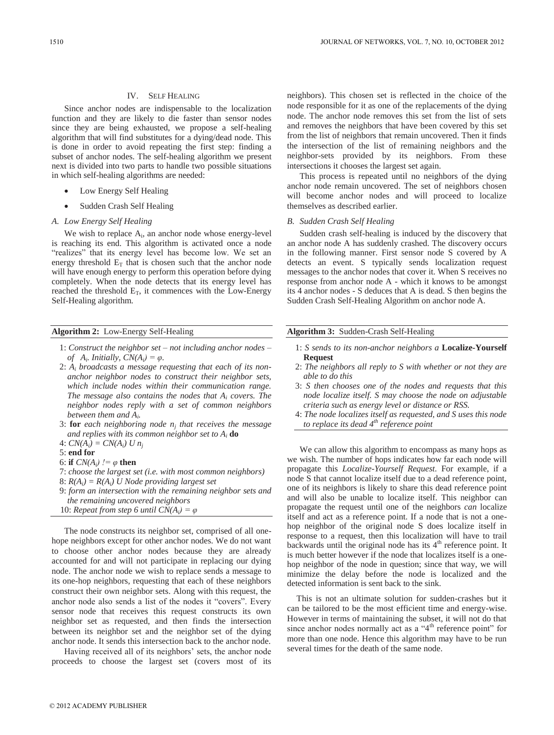## IV. Self Healing

Since anchor nodes are indispensable to the localization function and they are likely to die faster than sensor nodes since they are being exhausted, we propose a self-healing algorithm that will find substitutes for a dying/dead node. This is done in order to avoid repeating the first step: finding a subset of anchor nodes. The self-healing algorithm we present next is divided into two parts to handle two possible situations in which self-healing algorithms are needed:

- Low Energy Self Healing
- Sudden Crash Self Healing

### A. Low Energy Self Healing

We wish to replace $A_i$, an anchor node whose energy-level is reaching its end. This algorithm is activated once a node "realizes" that its energy level has become low. We set an energy threshold $E_T$ that is chosen such that the anchor node will have enough energy to perform this operation before dying completely. When the node detects that its energy level has reached the threshold $E_T$, it commences with the Low-Energy Self-Healing algorithm.

**Algorithm 2:** Low-Energy Self-Healing

1: *Construct the neighbor set – not including anchor nodes – of $A_i$. Initially, $CN(A_i) = \varphi$.*
2: *$A_i$ broadcasts a message requesting that each of its non-anchor neighbor nodes to construct their neighbor sets, which include nodes within their communication range. The message also contains the nodes that $A_i$ covers. The neighbor nodes reply with a set of common neighbors between them and $A_i$.*
3: **for** *each neighboring node $n_j$ that receives the message and replies with its common neighbor set to $A_i$* **do**
4: *$CN(A_i) = CN(A_i) \cup n_j$*
5: **end for**
6: **if** *$CN(A_i) != \varphi$* **then**
7: *choose the largest set (i.e. with most common neighbors)*
8: *$R(A_i) = R(A_i) \cup$ Node providing largest set*
9: *form an intersection with the remaining neighbor sets and the remaining uncovered neighbors*
10: *Repeat from step 6 until $CN(A_i) = \varphi$*

The node constructs its neighbor set, comprised of all one-hope neighbors except for other anchor nodes. We do not want to choose other anchor nodes because they are already accounted for and will not participate in replacing our dying node. The anchor node we wish to replace sends a message to its one-hop neighbors, requesting that each of these neighbors construct their own neighbor sets. Along with this request, the anchor node also sends a list of the nodes it "covers". Every sensor node that receives this request constructs its own neighbor set as requested, and then finds the intersection between its neighbor set and the neighbor set of the dying anchor node. It sends this intersection back to the anchor node.

Having received all of its neighbors' sets, the anchor node proceeds to choose the largest set (covers most of its neighbors). This chosen set is reflected in the choice of the node responsible for it as one of the replacements of the dying node. The anchor node removes this set from the list of sets and removes the neighbors that have been covered by this set from the list of neighbors that remain uncovered. Then it finds the intersection of the list of remaining neighbors and the neighbor-sets provided by its neighbors. From these intersections it chooses the largest set again.

This process is repeated until no neighbors of the dying anchor node remain uncovered. The set of neighbors chosen will become anchor nodes and will proceed to localize themselves as described earlier.

### B. Sudden Crash Self Healing

Sudden crash self-healing is induced by the discovery that an anchor node A has suddenly crashed. The discovery occurs in the following manner. First sensor node S covered by A detects an event. S typically sends localization request messages to the anchor nodes that cover it. When S receives no response from anchor node A - which it knows to be amongst its 4 anchor nodes - S deduces that A is dead. S then begins the Sudden Crash Self-Healing Algorithm on anchor node A.

**Algorithm 3:** Sudden-Crash Self-Healing

1: *S sends to its non-anchor neighbors a* **Localize-Yourself Request**
2: *The neighbors all reply to S with whether or not they are able to do this*
3: *S then chooses one of the nodes and requests that this node localize itself. S may choose the node on adjustable criteria such as energy level or distance or RSS.*
4: *The node localizes itself as requested, and S uses this node to replace its dead $4^{th}$ reference point*

We can allow this algorithm to encompass as many hops as we wish. The number of hops indicates how far each node will propagate this *Localize-Yourself Request*. For example, if a node S that cannot localize itself due to a dead reference point, one of its neighbors is likely to share this dead reference point and will also be unable to localize itself. This neighbor can propagate the request until one of the neighbors *can* localize itself and act as a reference point. If a node that is not a one-hop neighbor of the original node S does localize itself in response to a request, then this localization will have to trail backwards until the original node has its $4^{th}$ reference point. It is much better however if the node that localizes itself is a one-hop neighbor of the node in question; since that way, we will minimize the delay before the node is localized and the detected information is sent back to the sink.

This is not an ultimate solution for sudden-crashes but it can be tailored to be the most efficient time and energy-wise. However in terms of maintaining the subset, it will not do that since anchor nodes normally act as a "$4^{th}$ reference point" for more than one node. Hence this algorithm may have to be run several times for the death of the same node.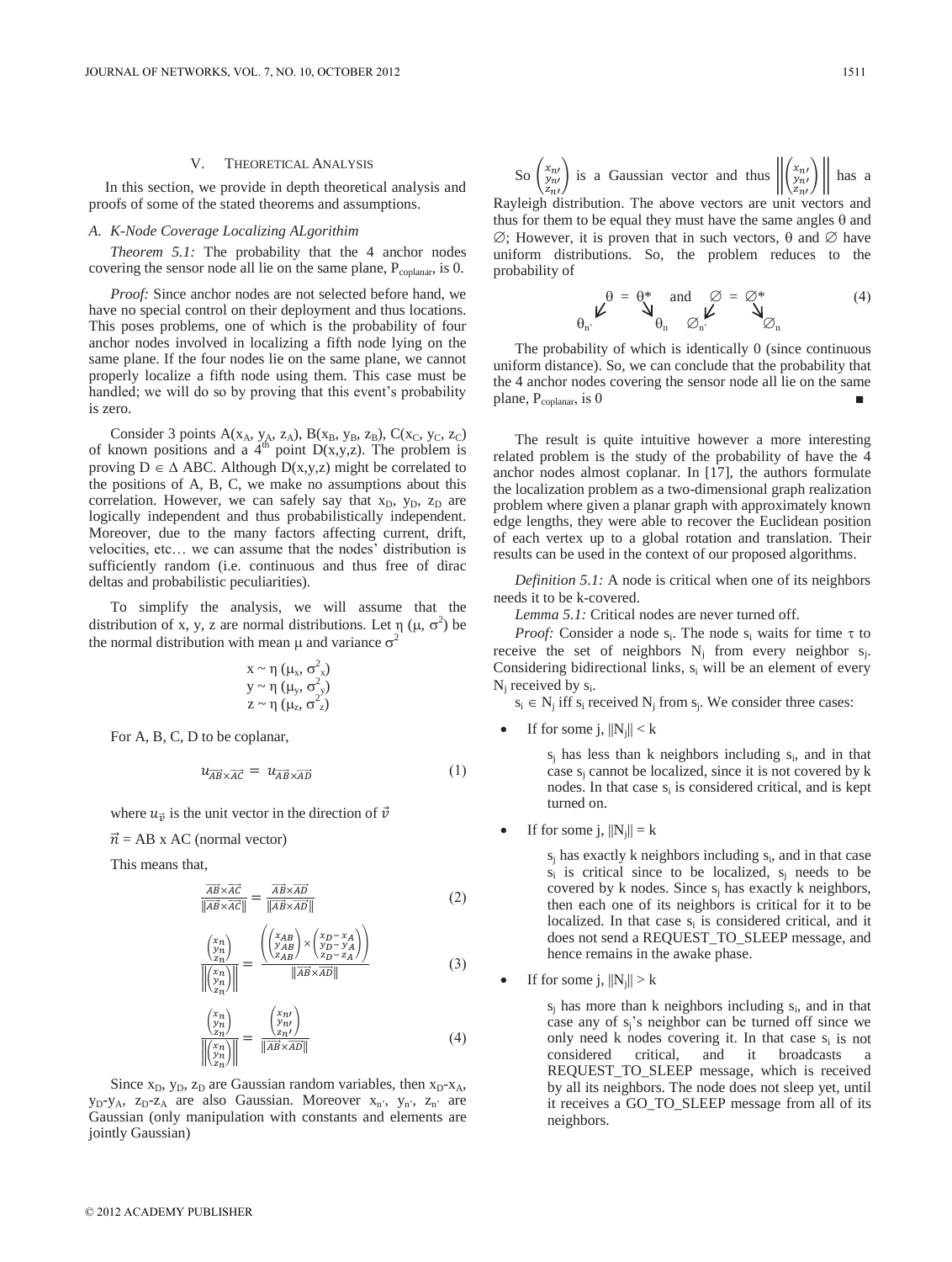## V. THEORETICAL ANALYSIS

In this section, we provide in depth theoretical analysis and proofs of some of the stated theorems and assumptions.

### A. K-Node Coverage Localizing ALgorithim

*Theorem 5.1:* The probability that the 4 anchor nodes covering the sensor node all lie on the same plane, $P_{coplanar}$, is 0.

*Proof:* Since anchor nodes are not selected before hand, we have no special control on their deployment and thus locations. This poses problems, one of which is the probability of four anchor nodes involved in localizing a fifth node lying on the same plane. If the four nodes lie on the same plane, we cannot properly localize a fifth node using them. This case must be handled; we will do so by proving that this event's probability is zero.

Consider 3 points $A(x_A, y_A, z_A)$, $B(x_B, y_B, z_B)$, $C(x_C, y_C, z_C)$ of known positions and a $4^{th}$ point $D(x,y,z)$. The problem is proving $D \in \Delta$ ABC. Although $D(x,y,z)$ might be correlated to the positions of A, B, C, we make no assumptions about this correlation. However, we can safely say that $x_D$, $y_D$, $z_D$ are logically independent and thus probabilistically independent. Moreover, due to the many factors affecting current, drift, velocities, etc… we can assume that the nodes' distribution is sufficiently random (i.e. continuous and thus free of dirac deltas and probabilistic peculiarities).

To simplify the analysis, we will assume that the distribution of x, y, z are normal distributions. Let $\eta(\mu, \sigma^2)$ be the normal distribution with mean $\mu$ and variance $\sigma^2$

$$x \sim \eta(\mu_x, \sigma^2_x)$$
$$y \sim \eta(\mu_y, \sigma^2_y)$$
$$z \sim \eta(\mu_z, \sigma^2_z)$$

For A, B, C, D to be coplanar,

$$u_{\overrightarrow{AB}\times\overrightarrow{AC}} = u_{\overrightarrow{AB}\times\overrightarrow{AD}} \tag{1}$$

where $u_{\vec{v}}$ is the unit vector in the direction of $\vec{v}$

$\vec{n}$ = AB x AC (normal vector)

This means that,

$$\frac{\overrightarrow{AB}\times\overrightarrow{AC}}{\|\overrightarrow{AB}\times\overrightarrow{AC}\|} = \frac{\overrightarrow{AB}\times\overrightarrow{AD}}{\|\overrightarrow{AB}\times\overrightarrow{AD}\|} \tag{2}$$

$$\frac{\begin{pmatrix} x_n \\ y_n \\ z_n \end{pmatrix}}{\left\|\begin{pmatrix} x_n \\ y_n \\ z_n \end{pmatrix}\right\|} = \frac{\left(\begin{pmatrix} x_{AB} \\ y_{AB} \\ z_{AB} \end{pmatrix} \times \begin{pmatrix} x_D - x_A \\ y_D - y_A \\ z_D - z_A \end{pmatrix}\right)}{\|\overrightarrow{AB}\times\overrightarrow{AD}\|} \tag{3}$$

$$\frac{\begin{pmatrix} x_n \\ y_n \\ z_n \end{pmatrix}}{\left\|\begin{pmatrix} x_n \\ y_n \\ z_n \end{pmatrix}\right\|} = \frac{\begin{pmatrix} x_{n'} \\ y_{n'} \\ z_{n'} \end{pmatrix}}{\|\overrightarrow{AB}\times\overrightarrow{AD}\|} \tag{4}$$

Since $x_D$, $y_D$, $z_D$ are Gaussian random variables, then $x_D$-$x_A$, $y_D$-$y_A$, $z_D$-$z_A$ are also Gaussian. Moreover $x_{n'}$, $y_{n'}$, $z_{n'}$ are Gaussian (only manipulation with constants and elements are jointly Gaussian)

So $\begin{pmatrix} x_{n'} \\ y_{n'} \\ z_{n'} \end{pmatrix}$ is a Gaussian vector and thus $\left\|\begin{pmatrix} x_{n'} \\ y_{n'} \\ z_{n'} \end{pmatrix}\right\|$ has a Rayleigh distribution. The above vectors are unit vectors and thus for them to be equal they must have the same angles $\theta$ and $\varnothing$; However, it is proven that in such vectors, $\theta$ and $\varnothing$ have uniform distributions. So, the problem reduces to the probability of

$$\theta = \theta^* \quad \text{and} \quad \varnothing = \varnothing^* \qquad (\theta \to \theta_{n'},\ \theta^* \to \theta_n,\ \varnothing \to \varnothing_{n'},\ \varnothing^* \to \varnothing_n) \tag{4}$$

The probability of which is identically 0 (since continuous uniform distance). So, we can conclude that the probability that the 4 anchor nodes covering the sensor node all lie on the same plane, $P_{coplanar}$, is 0 ■

The result is quite intuitive however a more interesting related problem is the study of the probability of have the 4 anchor nodes almost coplanar. In [17], the authors formulate the localization problem as a two-dimensional graph realization problem where given a planar graph with approximately known edge lengths, they were able to recover the Euclidean position of each vertex up to a global rotation and translation. Their results can be used in the context of our proposed algorithms.

*Definition 5.1:* A node is critical when one of its neighbors needs it to be k-covered.

*Lemma 5.1:* Critical nodes are never turned off.

*Proof:* Consider a node $s_i$. The node $s_i$ waits for time $\tau$ to receive the set of neighbors $N_j$ from every neighbor $s_j$. Considering bidirectional links, $s_i$ will be an element of every $N_j$ received by $s_i$.

$s_i \in N_j$ iff $s_i$ received $N_j$ from $s_j$. We consider three cases:

- If for some j, $\|N_j\| < k$

  $s_j$ has less than k neighbors including $s_i$, and in that case $s_j$ cannot be localized, since it is not covered by k nodes. In that case $s_i$ is considered critical, and is kept turned on.

- If for some j, $\|N_j\| = k$

  $s_j$ has exactly k neighbors including $s_i$, and in that case $s_i$ is critical since to be localized, $s_j$ needs to be covered by k nodes. Since $s_j$ has exactly k neighbors, then each one of its neighbors is critical for it to be localized. In that case $s_i$ is considered critical, and it does not send a REQUEST_TO_SLEEP message, and hence remains in the awake phase.

- If for some j, $\|N_j\| > k$

  $s_j$ has more than k neighbors including $s_i$, and in that case any of $s_j$'s neighbor can be turned off since we only need k nodes covering it. In that case $s_i$ is not considered critical, and it broadcasts a REQUEST_TO_SLEEP message, which is received by all its neighbors. The node does not sleep yet, until it receives a GO_TO_SLEEP message from all of its neighbors.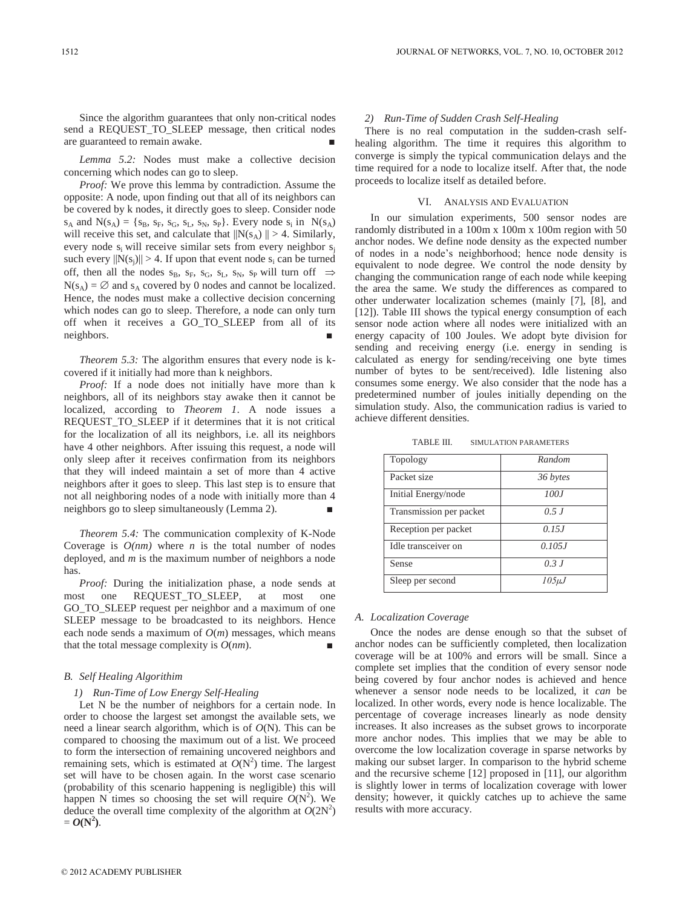Since the algorithm guarantees that only non-critical nodes send a REQUEST_TO_SLEEP message, then critical nodes are guaranteed to remain awake. ■

*Lemma 5.2:* Nodes must make a collective decision concerning which nodes can go to sleep.

*Proof:* We prove this lemma by contradiction. Assume the opposite: A node, upon finding out that all of its neighbors can be covered by k nodes, it directly goes to sleep. Consider node $s_A$ and $N(s_A) = \{s_B, s_F, s_G, s_L, s_N, s_P\}$. Every node $s_i$ in $N(s_A)$ will receive this set, and calculate that $\|N(s_A)\| > 4$. Similarly, every node $s_i$ will receive similar sets from every neighbor $s_j$ such every $\|N(s_j)\| > 4$. If upon that event node $s_i$ can be turned off, then all the nodes $s_B$, $s_F$, $s_G$, $s_L$, $s_N$, $s_P$ will turn off $\Rightarrow$ $N(s_A) = \varnothing$ and $s_A$ covered by 0 nodes and cannot be localized. Hence, the nodes must make a collective decision concerning which nodes can go to sleep. Therefore, a node can only turn off when it receives a GO_TO_SLEEP from all of its neighbors. ■

*Theorem 5.3:* The algorithm ensures that every node is k-covered if it initially had more than k neighbors.

*Proof:* If a node does not initially have more than k neighbors, all of its neighbors stay awake then it cannot be localized, according to *Theorem 1*. A node issues a REQUEST_TO_SLEEP if it determines that it is not critical for the localization of all its neighbors, i.e. all its neighbors have 4 other neighbors. After issuing this request, a node will only sleep after it receives confirmation from its neighbors that they will indeed maintain a set of more than 4 active neighbors after it goes to sleep. This last step is to ensure that not all neighboring nodes of a node with initially more than 4 neighbors go to sleep simultaneously (Lemma 2). ■

*Theorem 5.4:* The communication complexity of K-Node Coverage is $O(nm)$ where $n$ is the total number of nodes deployed, and $m$ is the maximum number of neighbors a node has.

*Proof:* During the initialization phase, a node sends at most one REQUEST_TO_SLEEP, at most one GO_TO_SLEEP request per neighbor and a maximum of one SLEEP message to be broadcasted to its neighbors. Hence each node sends a maximum of $O(m)$ messages, which means that the total message complexity is $O(nm)$. ■

### *B. Self Healing Algorithim*

#### *1) Run-Time of Low Energy Self-Healing*

Let N be the number of neighbors for a certain node. In order to choose the largest set amongst the available sets, we need a linear search algorithm, which is of $O(N)$. This can be compared to choosing the maximum out of a list. We proceed to form the intersection of remaining uncovered neighbors and remaining sets, which is estimated at $O(N^2)$ time. The largest set will have to be chosen again. In the worst case scenario (probability of this scenario happening is negligible) this will happen N times so choosing the set will require $O(N^2)$. We deduce the overall time complexity of the algorithm at $O(2N^2)$ $= \boldsymbol{O(N^2)}$.

#### *2) Run-Time of Sudden Crash Self-Healing*

There is no real computation in the sudden-crash self-healing algorithm. The time it requires this algorithm to converge is simply the typical communication delays and the time required for a node to localize itself. After that, the node proceeds to localize itself as detailed before.

## VI. Analysis and Evaluation

In our simulation experiments, 500 sensor nodes are randomly distributed in a 100m x 100m x 100m region with 50 anchor nodes. We define node density as the expected number of nodes in a node's neighborhood; hence node density is equivalent to node degree. We control the node density by changing the communication range of each node while keeping the area the same. We study the differences as compared to other underwater localization schemes (mainly [7], [8], and [12]). Table III shows the typical energy consumption of each sensor node action where all nodes were initialized with an energy capacity of 100 Joules. We adopt byte division for sending and receiving energy (i.e. energy in sending is calculated as energy for sending/receiving one byte times number of bytes to be sent/received). Idle listening also consumes some energy. We also consider that the node has a predetermined number of joules initially depending on the simulation study. Also, the communication radius is varied to achieve different densities.

TABLE III. Simulation Parameters

| Topology | *Random* |
|---|---|
| Packet size | *36 bytes* |
| Initial Energy/node | *100J* |
| Transmission per packet | *0.5 J* |
| Reception per packet | *0.15J* |
| Idle transceiver on | *0.105J* |
| Sense | *0.3 J* |
| Sleep per second | *105μJ* |

### *A. Localization Coverage*

Once the nodes are dense enough so that the subset of anchor nodes can be sufficiently completed, then localization coverage will be at 100% and errors will be small. Since a complete set implies that the condition of every sensor node being covered by four anchor nodes is achieved and hence whenever a sensor node needs to be localized, it *can* be localized. In other words, every node is hence localizable. The percentage of coverage increases linearly as node density increases. It also increases as the subset grows to incorporate more anchor nodes. This implies that we may be able to overcome the low localization coverage in sparse networks by making our subset larger. In comparison to the hybrid scheme and the recursive scheme [12] proposed in [11], our algorithm is slightly lower in terms of localization coverage with lower density; however, it quickly catches up to achieve the same results with more accuracy.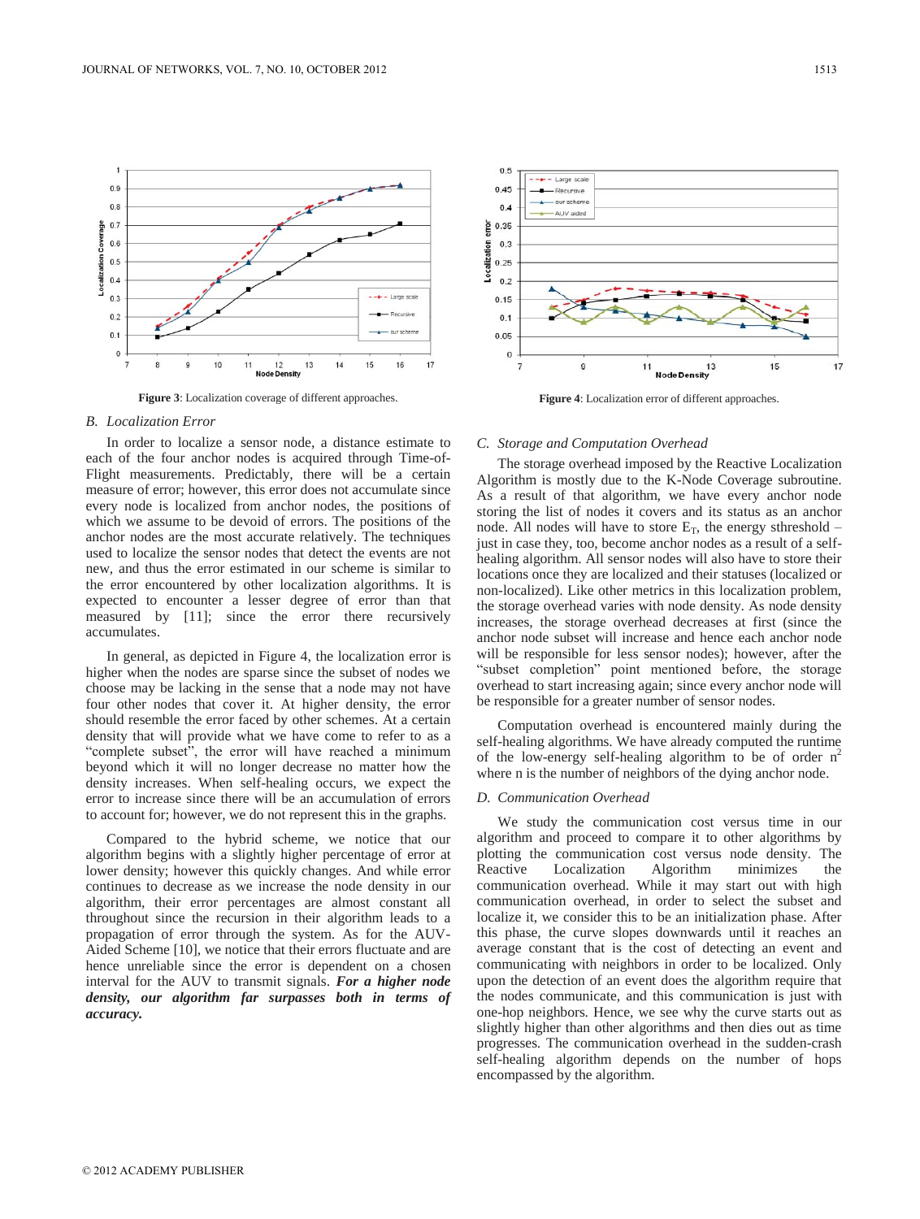Figure 3: Localization coverage of different approaches.

Figure 4: Localization error of different approaches.

### B. Localization Error

In order to localize a sensor node, a distance estimate to each of the four anchor nodes is acquired through Time-of-Flight measurements. Predictably, there will be a certain measure of error; however, this error does not accumulate since every node is localized from anchor nodes, the positions of which we assume to be devoid of errors. The positions of the anchor nodes are the most accurate relatively. The techniques used to localize the sensor nodes that detect the events are not new, and thus the error estimated in our scheme is similar to the error encountered by other localization algorithms. It is expected to encounter a lesser degree of error than that measured by [11]; since the error there recursively accumulates.

In general, as depicted in Figure 4, the localization error is higher when the nodes are sparse since the subset of nodes we choose may be lacking in the sense that a node may not have four other nodes that cover it. At higher density, the error should resemble the error faced by other schemes. At a certain density that will provide what we have come to refer to as a "complete subset", the error will have reached a minimum beyond which it will no longer decrease no matter how the density increases. When self-healing occurs, we expect the error to increase since there will be an accumulation of errors to account for; however, we do not represent this in the graphs.

Compared to the hybrid scheme, we notice that our algorithm begins with a slightly higher percentage of error at lower density; however this quickly changes. And while error continues to decrease as we increase the node density in our algorithm, their error percentages are almost constant all throughout since the recursion in their algorithm leads to a propagation of error through the system. As for the AUV-Aided Scheme [10], we notice that their errors fluctuate and are hence unreliable since the error is dependent on a chosen interval for the AUV to transmit signals. ***For a higher node density, our algorithm far surpasses both in terms of accuracy.***

### C. Storage and Computation Overhead

The storage overhead imposed by the Reactive Localization Algorithm is mostly due to the K-Node Coverage subroutine. As a result of that algorithm, we have every anchor node storing the list of nodes it covers and its status as an anchor node. All nodes will have to store $E_T$, the energy sthreshold – just in case they, too, become anchor nodes as a result of a self-healing algorithm. All sensor nodes will also have to store their locations once they are localized and their statuses (localized or non-localized). Like other metrics in this localization problem, the storage overhead varies with node density. As node density increases, the storage overhead decreases at first (since the anchor node subset will increase and hence each anchor node will be responsible for less sensor nodes); however, after the "subset completion" point mentioned before, the storage overhead to start increasing again; since every anchor node will be responsible for a greater number of sensor nodes.

Computation overhead is encountered mainly during the self-healing algorithms. We have already computed the runtime of the low-energy self-healing algorithm to be of order $n^2$ where n is the number of neighbors of the dying anchor node.

### D. Communication Overhead

We study the communication cost versus time in our algorithm and proceed to compare it to other algorithms by plotting the communication cost versus node density. The Reactive Localization Algorithm minimizes the communication overhead. While it may start out with high communication overhead, in order to select the subset and localize it, we consider this to be an initialization phase. After this phase, the curve slopes downwards until it reaches an average constant that is the cost of detecting an event and communicating with neighbors in order to be localized. Only upon the detection of an event does the algorithm require that the nodes communicate, and this communication is just with one-hop neighbors. Hence, we see why the curve starts out as slightly higher than other algorithms and then dies out as time progresses. The communication overhead in the sudden-crash self-healing algorithm depends on the number of hops encompassed by the algorithm.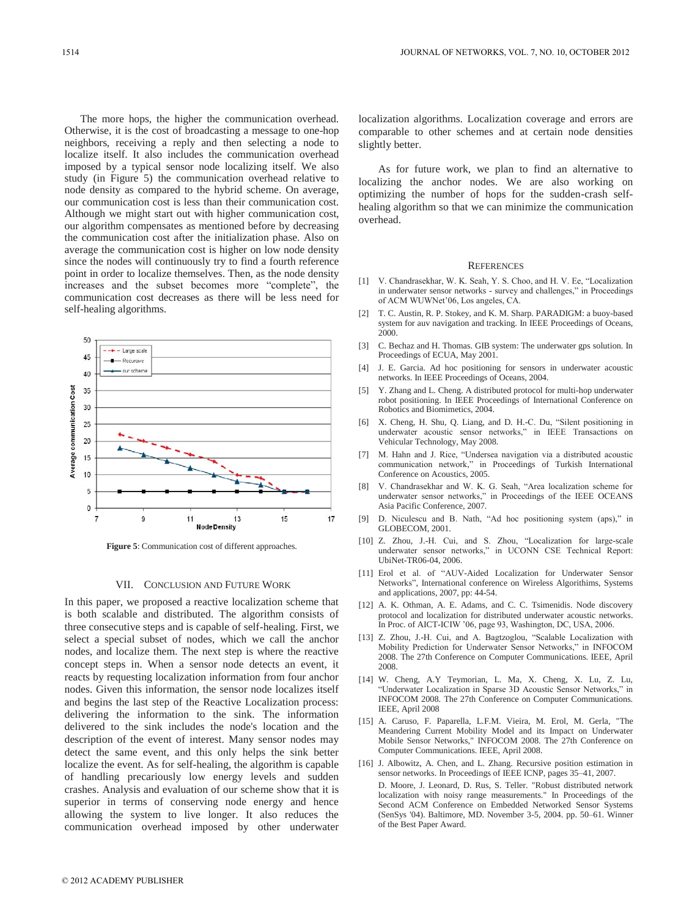The more hops, the higher the communication overhead. Otherwise, it is the cost of broadcasting a message to one-hop neighbors, receiving a reply and then selecting a node to localize itself. It also includes the communication overhead imposed by a typical sensor node localizing itself. We also study (in Figure 5) the communication overhead relative to node density as compared to the hybrid scheme. On average, our communication cost is less than their communication cost. Although we might start out with higher communication cost, our algorithm compensates as mentioned before by decreasing the communication cost after the initialization phase. Also on average the communication cost is higher on low node density since the nodes will continuously try to find a fourth reference point in order to localize themselves. Then, as the node density increases and the subset becomes more "complete", the communication cost decreases as there will be less need for self-healing algorithms.

Average communication Cost

Node Density

Large scale
Recursive
our scheme

50
45
40
35
30
25
20
15
10
5
0

7
9
11
13
15
17

**Figure 5**: Communication cost of different approaches.

## VII. Conclusion and Future Work

In this paper, we proposed a reactive localization scheme that is both scalable and distributed. The algorithm consists of three consecutive steps and is capable of self-healing. First, we select a special subset of nodes, which we call the anchor nodes, and localize them. The next step is where the reactive concept steps in. When a sensor node detects an event, it reacts by requesting localization information from four anchor nodes. Given this information, the sensor node localizes itself and begins the last step of the Reactive Localization process: delivering the information to the sink. The information delivered to the sink includes the node's location and the description of the event of interest. Many sensor nodes may detect the same event, and this only helps the sink better localize the event. As for self-healing, the algorithm is capable of handling precariously low energy levels and sudden crashes. Analysis and evaluation of our scheme show that it is superior in terms of conserving node energy and hence allowing the system to live longer. It also reduces the communication overhead imposed by other underwater localization algorithms. Localization coverage and errors are comparable to other schemes and at certain node densities slightly better.

As for future work, we plan to find an alternative to localizing the anchor nodes. We are also working on optimizing the number of hops for the sudden-crash self-healing algorithm so that we can minimize the communication overhead.

## References

[1] V. Chandrasekhar, W. K. Seah, Y. S. Choo, and H. V. Ee, "Localization in underwater sensor networks - survey and challenges," in Proceedings of ACM WUWNet'06, Los angeles, CA.

[2] T. C. Austin, R. P. Stokey, and K. M. Sharp. PARADIGM: a buoy-based system for auv navigation and tracking. In IEEE Proceedings of Oceans, 2000.

[3] C. Bechaz and H. Thomas. GIB system: The underwater gps solution. In Proceedings of ECUA, May 2001.

[4] J. E. Garcia. Ad hoc positioning for sensors in underwater acoustic networks. In IEEE Proceedings of Oceans, 2004.

[5] Y. Zhang and L. Cheng. A distributed protocol for multi-hop underwater robot positioning. In IEEE Proceedings of International Conference on Robotics and Biomimetics, 2004.

[6] X. Cheng, H. Shu, Q. Liang, and D. H.-C. Du, "Silent positioning in underwater acoustic sensor networks," in IEEE Transactions on Vehicular Technology, May 2008.

[7] M. Hahn and J. Rice, "Undersea navigation via a distributed acoustic communication network," in Proceedings of Turkish International Conference on Acoustics, 2005.

[8] V. Chandrasekhar and W. K. G. Seah, "Area localization scheme for underwater sensor networks," in Proceedings of the IEEE OCEANS Asia Pacific Conference, 2007.

[9] D. Niculescu and B. Nath, "Ad hoc positioning system (aps)," in GLOBECOM, 2001.

[10] Z. Zhou, J.-H. Cui, and S. Zhou, "Localization for large-scale underwater sensor networks," in UCONN CSE Technical Report: UbiNet-TR06-04, 2006.

[11] Erol et al. of "AUV-Aided Localization for Underwater Sensor Networks", International conference on Wireless Algorithms, Systems and applications, 2007, pp: 44-54.

[12] A. K. Othman, A. E. Adams, and C. C. Tsimenidis. Node discovery protocol and localization for distributed underwater acoustic networks. In Proc. of AICT-ICIW '06, page 93, Washington, DC, USA, 2006.

[13] Z. Zhou, J.-H. Cui, and A. Bagtzoglou, "Scalable Localization with Mobility Prediction for Underwater Sensor Networks," in INFOCOM 2008. The 27th Conference on Computer Communications. IEEE, April 2008.

[14] W. Cheng, A.Y Teymorian, L. Ma, X. Cheng, X. Lu, Z. Lu, "Underwater Localization in Sparse 3D Acoustic Sensor Networks," in INFOCOM 2008. The 27th Conference on Computer Communications. IEEE, April 2008

[15] A. Caruso, F. Paparella, L.F.M. Vieira, M. Erol, M. Gerla, "The Meandering Current Mobility Model and its Impact on Underwater Mobile Sensor Networks," INFOCOM 2008. The 27th Conference on Computer Communications. IEEE, April 2008.

[16] J. Albowitz, A. Chen, and L. Zhang. Recursive position estimation in sensor networks. In Proceedings of IEEE ICNP, pages 35–41, 2007.

D. Moore, J. Leonard, D. Rus, S. Teller. "Robust distributed network localization with noisy range measurements." In Proceedings of the Second ACM Conference on Embedded Networked Sensor Systems (SenSys '04). Baltimore, MD. November 3-5, 2004. pp. 50–61. Winner of the Best Paper Award.